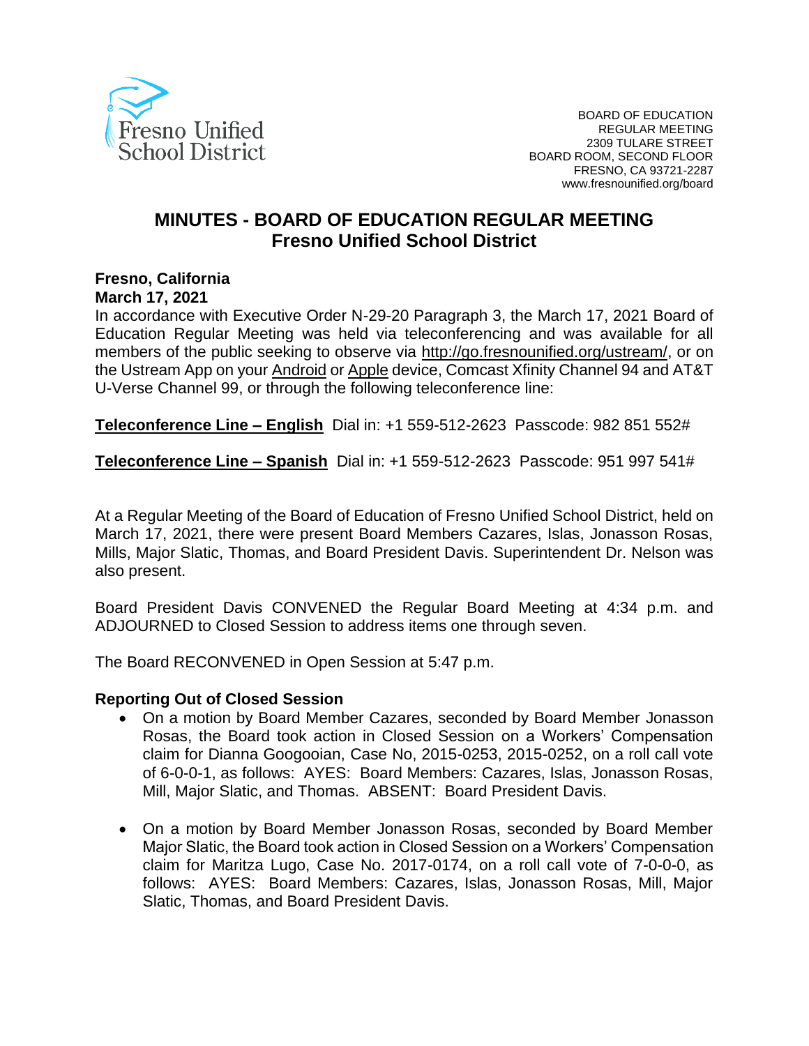Fresno Unified School District

BOARD OF EDUCATION
REGULAR MEETING
2309 TULARE STREET
BOARD ROOM, SECOND FLOOR
FRESNO, CA 93721-2287
www.fresnounified.org/board

# MINUTES - BOARD OF EDUCATION REGULAR MEETING
## Fresno Unified School District

**Fresno, California**
**March 17, 2021**

In accordance with Executive Order N-29-20 Paragraph 3, the March 17, 2021 Board of Education Regular Meeting was held via teleconferencing and was available for all members of the public seeking to observe via http://go.fresnounified.org/ustream/, or on the Ustream App on your Android or Apple device, Comcast Xfinity Channel 94 and AT&T U-Verse Channel 99, or through the following teleconference line:

**Teleconference Line – English** Dial in: +1 559-512-2623 Passcode: 982 851 552#

**Teleconference Line – Spanish** Dial in: +1 559-512-2623 Passcode: 951 997 541#

At a Regular Meeting of the Board of Education of Fresno Unified School District, held on March 17, 2021, there were present Board Members Cazares, Islas, Jonasson Rosas, Mills, Major Slatic, Thomas, and Board President Davis. Superintendent Dr. Nelson was also present.

Board President Davis CONVENED the Regular Board Meeting at 4:34 p.m. and ADJOURNED to Closed Session to address items one through seven.

The Board RECONVENED in Open Session at 5:47 p.m.

**Reporting Out of Closed Session**

- On a motion by Board Member Cazares, seconded by Board Member Jonasson Rosas, the Board took action in Closed Session on a Workers' Compensation claim for Dianna Googooian, Case No, 2015-0253, 2015-0252, on a roll call vote of 6-0-0-1, as follows: AYES: Board Members: Cazares, Islas, Jonasson Rosas, Mill, Major Slatic, and Thomas. ABSENT: Board President Davis.

- On a motion by Board Member Jonasson Rosas, seconded by Board Member Major Slatic, the Board took action in Closed Session on a Workers' Compensation claim for Maritza Lugo, Case No. 2017-0174, on a roll call vote of 7-0-0-0, as follows: AYES: Board Members: Cazares, Islas, Jonasson Rosas, Mill, Major Slatic, Thomas, and Board President Davis.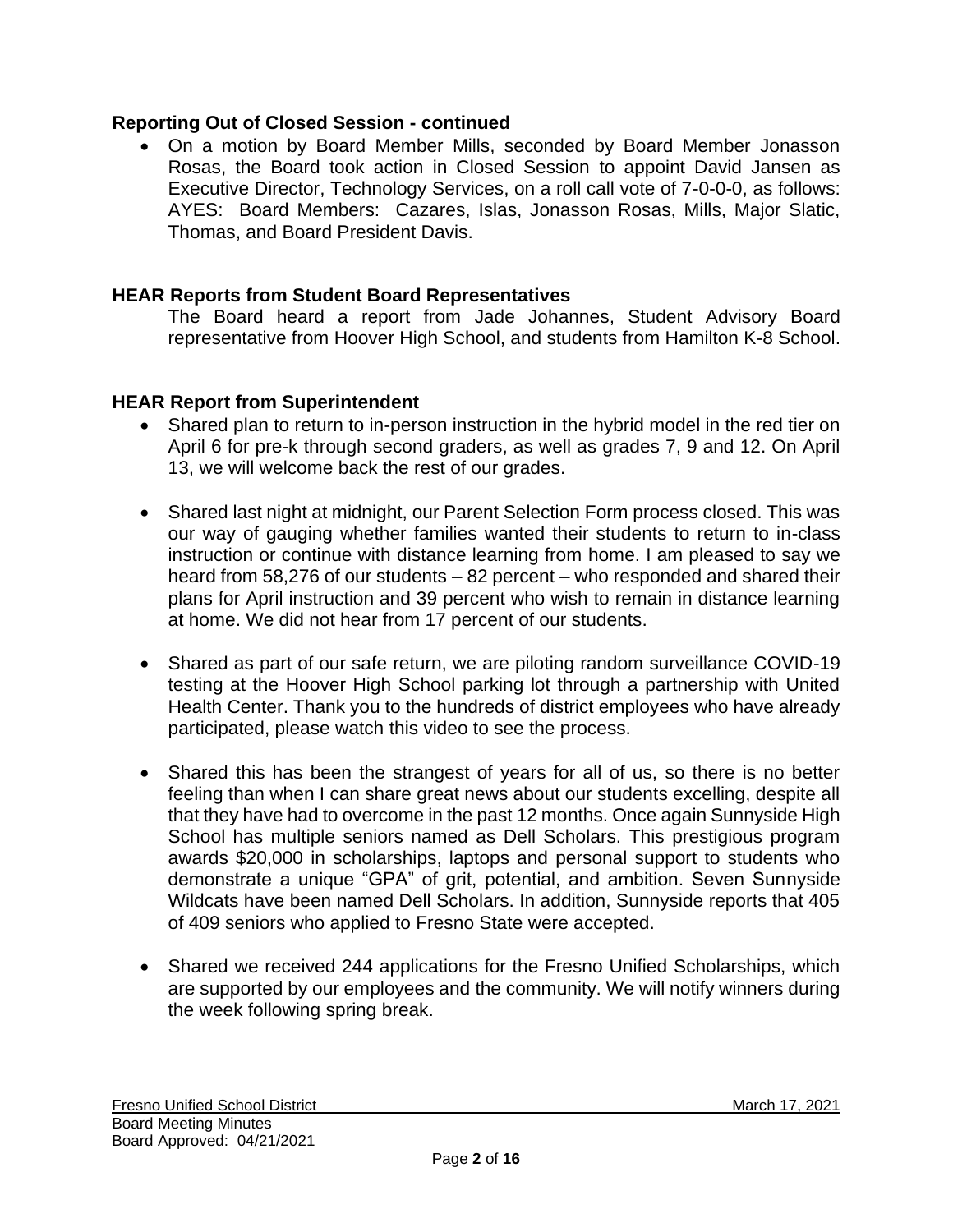### Reporting Out of Closed Session - continued

- On a motion by Board Member Mills, seconded by Board Member Jonasson Rosas, the Board took action in Closed Session to appoint David Jansen as Executive Director, Technology Services, on a roll call vote of 7-0-0-0, as follows: AYES: Board Members: Cazares, Islas, Jonasson Rosas, Mills, Major Slatic, Thomas, and Board President Davis.

### HEAR Reports from Student Board Representatives

The Board heard a report from Jade Johannes, Student Advisory Board representative from Hoover High School, and students from Hamilton K-8 School.

### HEAR Report from Superintendent

- Shared plan to return to in-person instruction in the hybrid model in the red tier on April 6 for pre-k through second graders, as well as grades 7, 9 and 12. On April 13, we will welcome back the rest of our grades.

- Shared last night at midnight, our Parent Selection Form process closed. This was our way of gauging whether families wanted their students to return to in-class instruction or continue with distance learning from home. I am pleased to say we heard from 58,276 of our students – 82 percent – who responded and shared their plans for April instruction and 39 percent who wish to remain in distance learning at home. We did not hear from 17 percent of our students.

- Shared as part of our safe return, we are piloting random surveillance COVID-19 testing at the Hoover High School parking lot through a partnership with United Health Center. Thank you to the hundreds of district employees who have already participated, please watch this video to see the process.

- Shared this has been the strangest of years for all of us, so there is no better feeling than when I can share great news about our students excelling, despite all that they have had to overcome in the past 12 months. Once again Sunnyside High School has multiple seniors named as Dell Scholars. This prestigious program awards $20,000 in scholarships, laptops and personal support to students who demonstrate a unique "GPA" of grit, potential, and ambition. Seven Sunnyside Wildcats have been named Dell Scholars. In addition, Sunnyside reports that 405 of 409 seniors who applied to Fresno State were accepted.

- Shared we received 244 applications for the Fresno Unified Scholarships, which are supported by our employees and the community. We will notify winners during the week following spring break.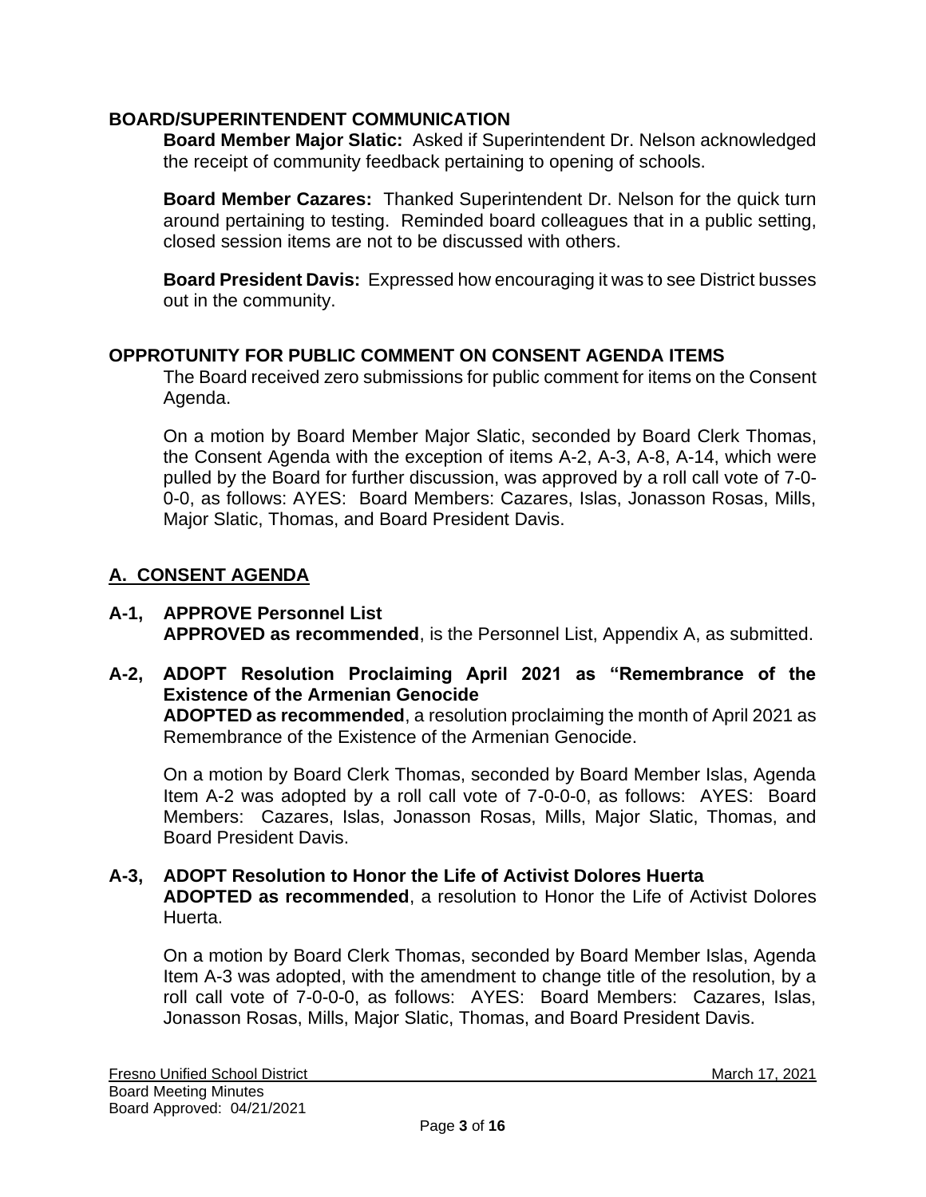## BOARD/SUPERINTENDENT COMMUNICATION

**Board Member Major Slatic:** Asked if Superintendent Dr. Nelson acknowledged the receipt of community feedback pertaining to opening of schools.

**Board Member Cazares:** Thanked Superintendent Dr. Nelson for the quick turn around pertaining to testing. Reminded board colleagues that in a public setting, closed session items are not to be discussed with others.

**Board President Davis:** Expressed how encouraging it was to see District busses out in the community.

## OPPROTUNITY FOR PUBLIC COMMENT ON CONSENT AGENDA ITEMS

The Board received zero submissions for public comment for items on the Consent Agenda.

On a motion by Board Member Major Slatic, seconded by Board Clerk Thomas, the Consent Agenda with the exception of items A-2, A-3, A-8, A-14, which were pulled by the Board for further discussion, was approved by a roll call vote of 7-0-0-0, as follows: AYES: Board Members: Cazares, Islas, Jonasson Rosas, Mills, Major Slatic, Thomas, and Board President Davis.

## A. CONSENT AGENDA

**A-1, APPROVE Personnel List**
**APPROVED as recommended**, is the Personnel List, Appendix A, as submitted.

**A-2, ADOPT Resolution Proclaiming April 2021 as "Remembrance of the Existence of the Armenian Genocide**
**ADOPTED as recommended**, a resolution proclaiming the month of April 2021 as Remembrance of the Existence of the Armenian Genocide.

On a motion by Board Clerk Thomas, seconded by Board Member Islas, Agenda Item A-2 was adopted by a roll call vote of 7-0-0-0, as follows: AYES: Board Members: Cazares, Islas, Jonasson Rosas, Mills, Major Slatic, Thomas, and Board President Davis.

**A-3, ADOPT Resolution to Honor the Life of Activist Dolores Huerta**
**ADOPTED as recommended**, a resolution to Honor the Life of Activist Dolores Huerta.

On a motion by Board Clerk Thomas, seconded by Board Member Islas, Agenda Item A-3 was adopted, with the amendment to change title of the resolution, by a roll call vote of 7-0-0-0, as follows: AYES: Board Members: Cazares, Islas, Jonasson Rosas, Mills, Major Slatic, Thomas, and Board President Davis.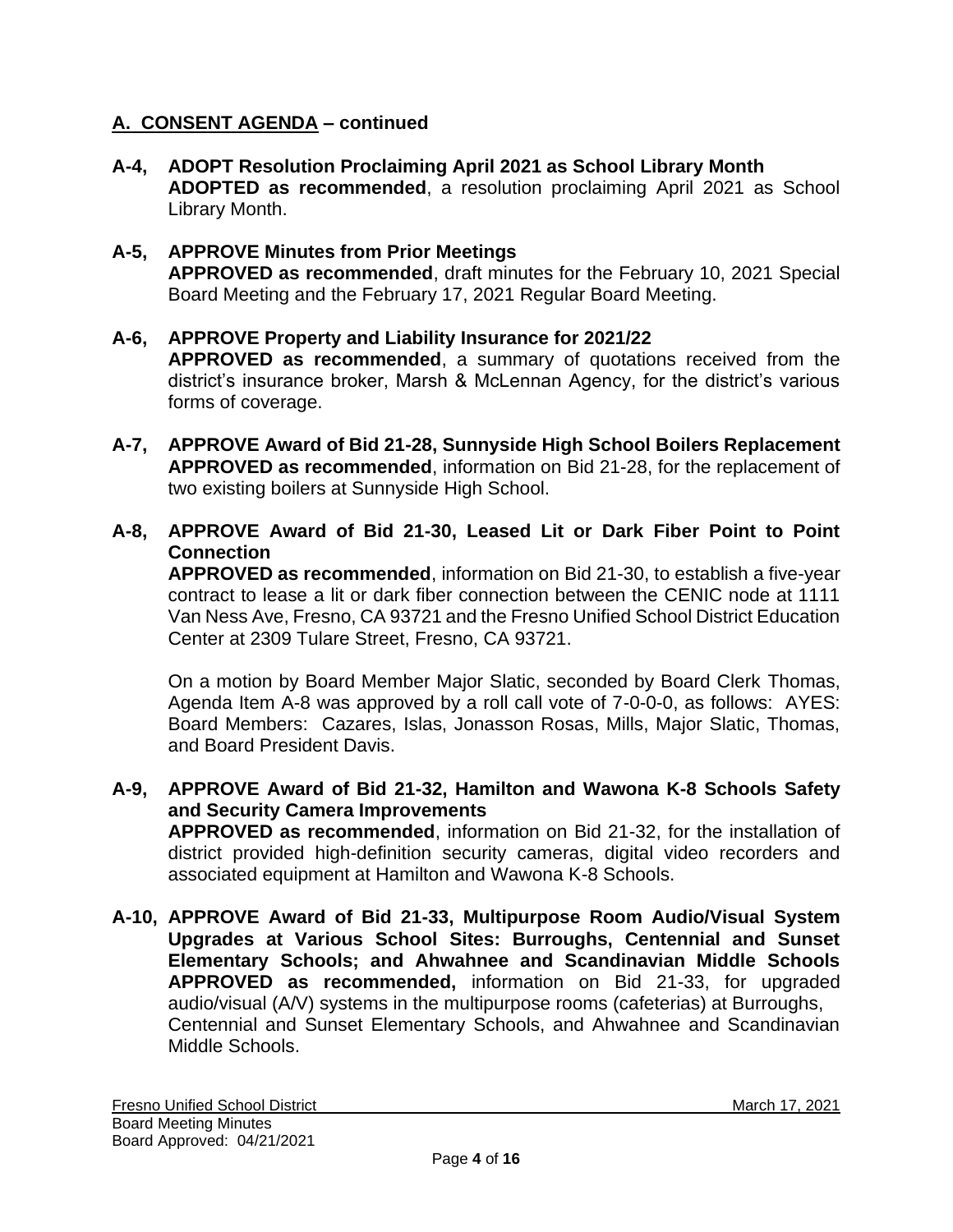## **A. CONSENT AGENDA – continued**

**A-4, ADOPT Resolution Proclaiming April 2021 as School Library Month**
**ADOPTED as recommended**, a resolution proclaiming April 2021 as School Library Month.

**A-5, APPROVE Minutes from Prior Meetings**
**APPROVED as recommended**, draft minutes for the February 10, 2021 Special Board Meeting and the February 17, 2021 Regular Board Meeting.

**A-6, APPROVE Property and Liability Insurance for 2021/22**
**APPROVED as recommended**, a summary of quotations received from the district's insurance broker, Marsh & McLennan Agency, for the district's various forms of coverage.

**A-7, APPROVE Award of Bid 21-28, Sunnyside High School Boilers Replacement**
**APPROVED as recommended**, information on Bid 21-28, for the replacement of two existing boilers at Sunnyside High School.

**A-8, APPROVE Award of Bid 21-30, Leased Lit or Dark Fiber Point to Point Connection**
**APPROVED as recommended**, information on Bid 21-30, to establish a five-year contract to lease a lit or dark fiber connection between the CENIC node at 1111 Van Ness Ave, Fresno, CA 93721 and the Fresno Unified School District Education Center at 2309 Tulare Street, Fresno, CA 93721.

On a motion by Board Member Major Slatic, seconded by Board Clerk Thomas, Agenda Item A-8 was approved by a roll call vote of 7-0-0-0, as follows: AYES: Board Members: Cazares, Islas, Jonasson Rosas, Mills, Major Slatic, Thomas, and Board President Davis.

**A-9, APPROVE Award of Bid 21-32, Hamilton and Wawona K-8 Schools Safety and Security Camera Improvements**
**APPROVED as recommended**, information on Bid 21-32, for the installation of district provided high-definition security cameras, digital video recorders and associated equipment at Hamilton and Wawona K-8 Schools.

**A-10, APPROVE Award of Bid 21-33, Multipurpose Room Audio/Visual System Upgrades at Various School Sites: Burroughs, Centennial and Sunset Elementary Schools; and Ahwahnee and Scandinavian Middle Schools**
**APPROVED as recommended,** information on Bid 21-33, for upgraded audio/visual (A/V) systems in the multipurpose rooms (cafeterias) at Burroughs, Centennial and Sunset Elementary Schools, and Ahwahnee and Scandinavian Middle Schools.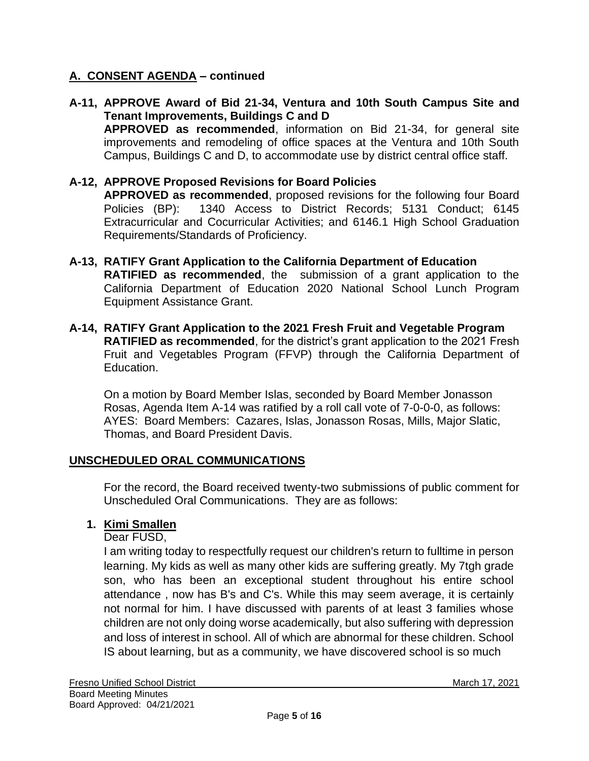## A. CONSENT AGENDA – continued

**A-11, APPROVE Award of Bid 21-34, Ventura and 10th South Campus Site and Tenant Improvements, Buildings C and D**
**APPROVED as recommended**, information on Bid 21-34, for general site improvements and remodeling of office spaces at the Ventura and 10th South Campus, Buildings C and D, to accommodate use by district central office staff.

**A-12, APPROVE Proposed Revisions for Board Policies**
**APPROVED as recommended**, proposed revisions for the following four Board Policies (BP): 1340 Access to District Records; 5131 Conduct; 6145 Extracurricular and Cocurricular Activities; and 6146.1 High School Graduation Requirements/Standards of Proficiency.

**A-13, RATIFY Grant Application to the California Department of Education**
**RATIFIED as recommended**, the submission of a grant application to the California Department of Education 2020 National School Lunch Program Equipment Assistance Grant.

**A-14, RATIFY Grant Application to the 2021 Fresh Fruit and Vegetable Program**
**RATIFIED as recommended**, for the district's grant application to the 2021 Fresh Fruit and Vegetables Program (FFVP) through the California Department of Education.

On a motion by Board Member Islas, seconded by Board Member Jonasson Rosas, Agenda Item A-14 was ratified by a roll call vote of 7-0-0-0, as follows: AYES: Board Members: Cazares, Islas, Jonasson Rosas, Mills, Major Slatic, Thomas, and Board President Davis.

## UNSCHEDULED ORAL COMMUNICATIONS

For the record, the Board received twenty-two submissions of public comment for Unscheduled Oral Communications. They are as follows:

1. **Kimi Smallen**

Dear FUSD,

I am writing today to respectfully request our children's return to fulltime in person learning. My kids as well as many other kids are suffering greatly. My 7tgh grade son, who has been an exceptional student throughout his entire school attendance , now has B's and C's. While this may seem average, it is certainly not normal for him. I have discussed with parents of at least 3 families whose children are not only doing worse academically, but also suffering with depression and loss of interest in school. All of which are abnormal for these children. School IS about learning, but as a community, we have discovered school is so much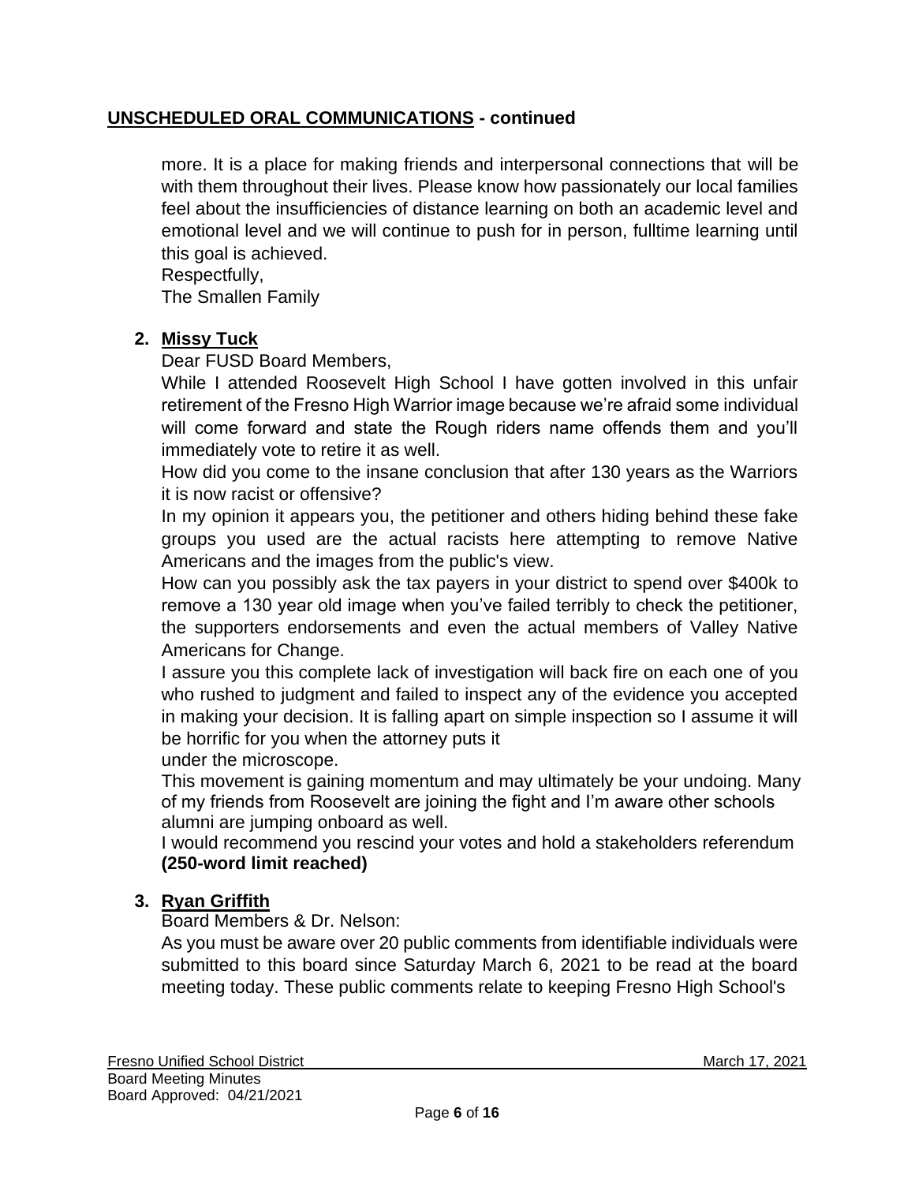## **UNSCHEDULED ORAL COMMUNICATIONS - continued**

more. It is a place for making friends and interpersonal connections that will be with them throughout their lives. Please know how passionately our local families feel about the insufficiencies of distance learning on both an academic level and emotional level and we will continue to push for in person, fulltime learning until this goal is achieved.
Respectfully,
The Smallen Family

**2. Missy Tuck**

Dear FUSD Board Members,

While I attended Roosevelt High School I have gotten involved in this unfair retirement of the Fresno High Warrior image because we're afraid some individual will come forward and state the Rough riders name offends them and you'll immediately vote to retire it as well.

How did you come to the insane conclusion that after 130 years as the Warriors it is now racist or offensive?

In my opinion it appears you, the petitioner and others hiding behind these fake groups you used are the actual racists here attempting to remove Native Americans and the images from the public's view.

How can you possibly ask the tax payers in your district to spend over $400k to remove a 130 year old image when you've failed terribly to check the petitioner, the supporters endorsements and even the actual members of Valley Native Americans for Change.

I assure you this complete lack of investigation will back fire on each one of you who rushed to judgment and failed to inspect any of the evidence you accepted in making your decision. It is falling apart on simple inspection so I assume it will be horrific for you when the attorney puts it
under the microscope.

This movement is gaining momentum and may ultimately be your undoing. Many of my friends from Roosevelt are joining the fight and I'm aware other schools alumni are jumping onboard as well.

I would recommend you rescind your votes and hold a stakeholders referendum **(250-word limit reached)**

**3. Ryan Griffith**

Board Members & Dr. Nelson:

As you must be aware over 20 public comments from identifiable individuals were submitted to this board since Saturday March 6, 2021 to be read at the board meeting today. These public comments relate to keeping Fresno High School's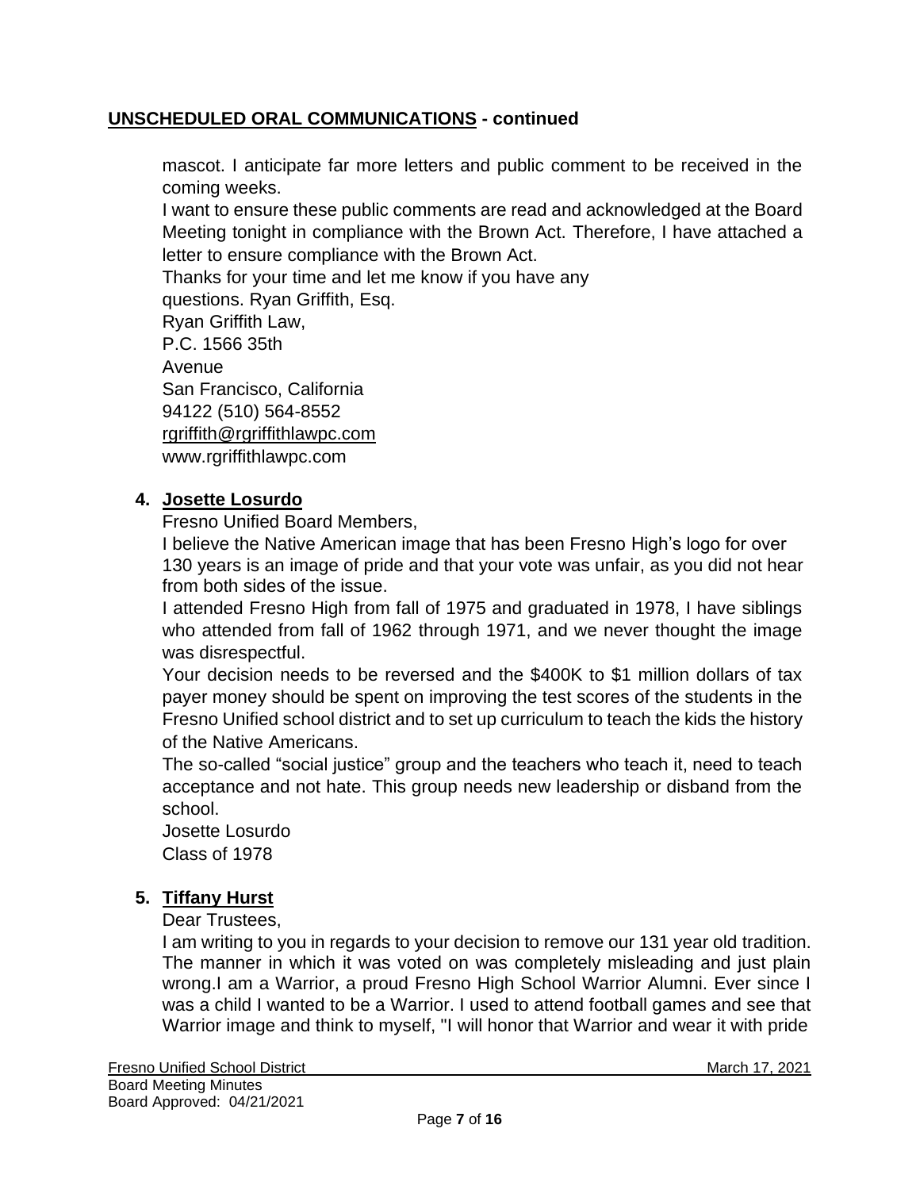## UNSCHEDULED ORAL COMMUNICATIONS - continued

mascot. I anticipate far more letters and public comment to be received in the coming weeks.

I want to ensure these public comments are read and acknowledged at the Board Meeting tonight in compliance with the Brown Act. Therefore, I have attached a letter to ensure compliance with the Brown Act.

Thanks for your time and let me know if you have any questions. Ryan Griffith, Esq.
Ryan Griffith Law,
P.C. 1566 35th
Avenue
San Francisco, California
94122 (510) 564-8552
rgriffith@rgriffithlawpc.com
www.rgriffithlawpc.com

4. **Josette Losurdo**

   Fresno Unified Board Members,

   I believe the Native American image that has been Fresno High's logo for over 130 years is an image of pride and that your vote was unfair, as you did not hear from both sides of the issue.

   I attended Fresno High from fall of 1975 and graduated in 1978, I have siblings who attended from fall of 1962 through 1971, and we never thought the image was disrespectful.

   Your decision needs to be reversed and the $400K to $1 million dollars of tax payer money should be spent on improving the test scores of the students in the Fresno Unified school district and to set up curriculum to teach the kids the history of the Native Americans.

   The so-called "social justice" group and the teachers who teach it, need to teach acceptance and not hate. This group needs new leadership or disband from the school.

   Josette Losurdo
   Class of 1978

5. **Tiffany Hurst**

   Dear Trustees,

   I am writing to you in regards to your decision to remove our 131 year old tradition. The manner in which it was voted on was completely misleading and just plain wrong.I am a Warrior, a proud Fresno High School Warrior Alumni. Ever since I was a child I wanted to be a Warrior. I used to attend football games and see that Warrior image and think to myself, "I will honor that Warrior and wear it with pride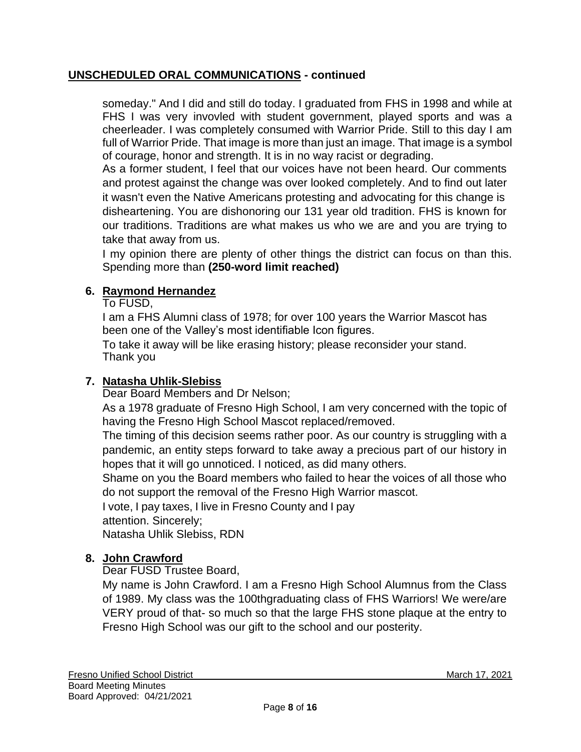## UNSCHEDULED ORAL COMMUNICATIONS - continued

someday." And I did and still do today. I graduated from FHS in 1998 and while at FHS I was very invovled with student government, played sports and was a cheerleader. I was completely consumed with Warrior Pride. Still to this day I am full of Warrior Pride. That image is more than just an image. That image is a symbol of courage, honor and strength. It is in no way racist or degrading.

As a former student, I feel that our voices have not been heard. Our comments and protest against the change was over looked completely. And to find out later it wasn't even the Native Americans protesting and advocating for this change is disheartening. You are dishonoring our 131 year old tradition. FHS is known for our traditions. Traditions are what makes us who we are and you are trying to take that away from us.

I my opinion there are plenty of other things the district can focus on than this. Spending more than **(250-word limit reached)**

6. **Raymond Hernandez**

   To FUSD,

   I am a FHS Alumni class of 1978; for over 100 years the Warrior Mascot has been one of the Valley's most identifiable Icon figures.

   To take it away will be like erasing history; please reconsider your stand.
   Thank you

7. **Natasha Uhlik-Slebiss**

   Dear Board Members and Dr Nelson;

   As a 1978 graduate of Fresno High School, I am very concerned with the topic of having the Fresno High School Mascot replaced/removed.

   The timing of this decision seems rather poor. As our country is struggling with a pandemic, an entity steps forward to take away a precious part of our history in hopes that it will go unnoticed. I noticed, as did many others.

   Shame on you the Board members who failed to hear the voices of all those who do not support the removal of the Fresno High Warrior mascot.

   I vote, I pay taxes, I live in Fresno County and I pay
   attention. Sincerely;
   Natasha Uhlik Slebiss, RDN

8. **John Crawford**

   Dear FUSD Trustee Board,

   My name is John Crawford. I am a Fresno High School Alumnus from the Class of 1989. My class was the 100thgraduating class of FHS Warriors! We were/are VERY proud of that- so much so that the large FHS stone plaque at the entry to Fresno High School was our gift to the school and our posterity.

Fresno Unified School District — March 17, 2021
Board Meeting Minutes
Board Approved: 04/21/2021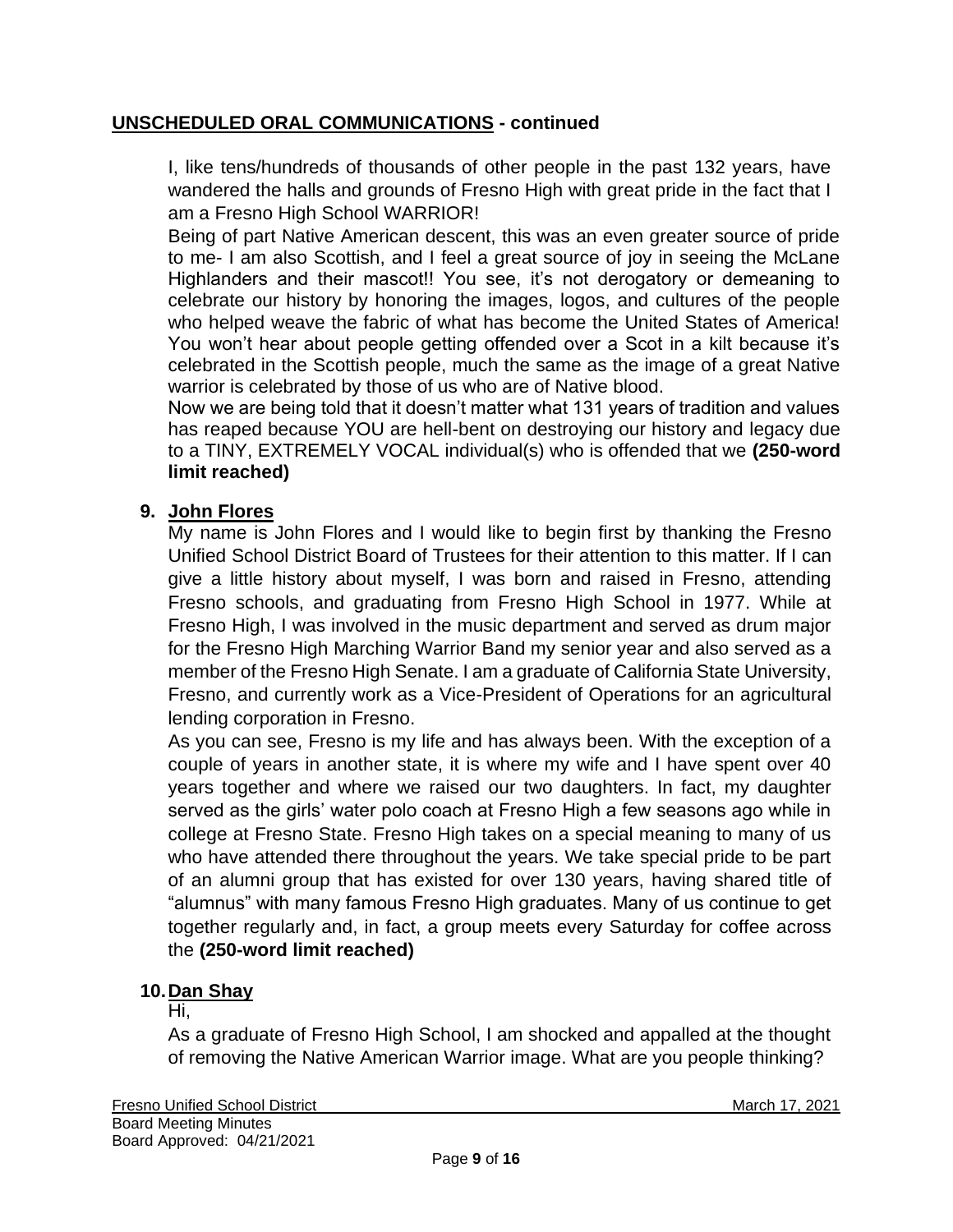## **UNSCHEDULED ORAL COMMUNICATIONS - continued**

I, like tens/hundreds of thousands of other people in the past 132 years, have wandered the halls and grounds of Fresno High with great pride in the fact that I am a Fresno High School WARRIOR!

Being of part Native American descent, this was an even greater source of pride to me- I am also Scottish, and I feel a great source of joy in seeing the McLane Highlanders and their mascot!! You see, it's not derogatory or demeaning to celebrate our history by honoring the images, logos, and cultures of the people who helped weave the fabric of what has become the United States of America! You won't hear about people getting offended over a Scot in a kilt because it's celebrated in the Scottish people, much the same as the image of a great Native warrior is celebrated by those of us who are of Native blood.

Now we are being told that it doesn't matter what 131 years of tradition and values has reaped because YOU are hell-bent on destroying our history and legacy due to a TINY, EXTREMELY VOCAL individual(s) who is offended that we **(250-word limit reached)**

9. **John Flores**

   My name is John Flores and I would like to begin first by thanking the Fresno Unified School District Board of Trustees for their attention to this matter. If I can give a little history about myself, I was born and raised in Fresno, attending Fresno schools, and graduating from Fresno High School in 1977. While at Fresno High, I was involved in the music department and served as drum major for the Fresno High Marching Warrior Band my senior year and also served as a member of the Fresno High Senate. I am a graduate of California State University, Fresno, and currently work as a Vice-President of Operations for an agricultural lending corporation in Fresno.

   As you can see, Fresno is my life and has always been. With the exception of a couple of years in another state, it is where my wife and I have spent over 40 years together and where we raised our two daughters. In fact, my daughter served as the girls' water polo coach at Fresno High a few seasons ago while in college at Fresno State. Fresno High takes on a special meaning to many of us who have attended there throughout the years. We take special pride to be part of an alumni group that has existed for over 130 years, having shared title of "alumnus" with many famous Fresno High graduates. Many of us continue to get together regularly and, in fact, a group meets every Saturday for coffee across the **(250-word limit reached)**

10. **Dan Shay**

    Hi,

    As a graduate of Fresno High School, I am shocked and appalled at the thought of removing the Native American Warrior image. What are you people thinking?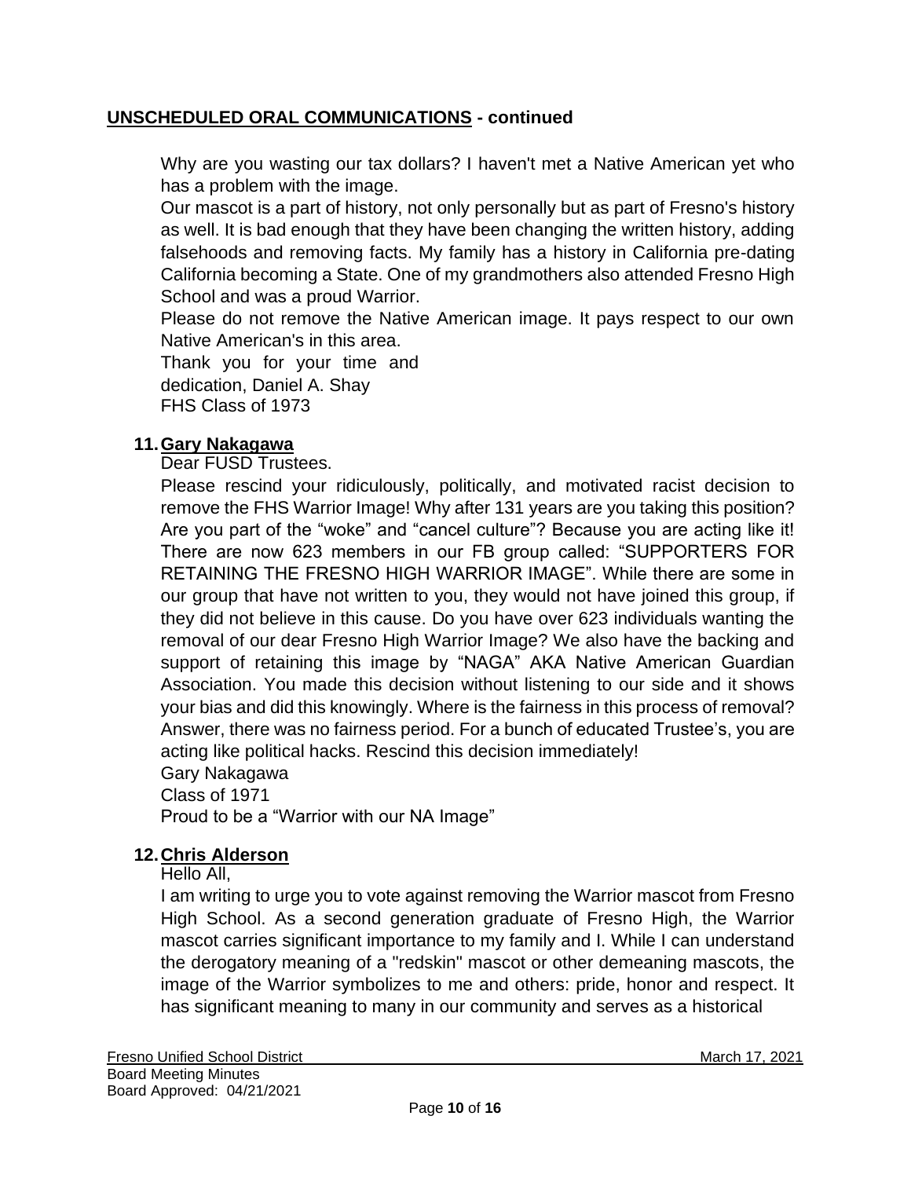## UNSCHEDULED ORAL COMMUNICATIONS - continued

Why are you wasting our tax dollars? I haven't met a Native American yet who has a problem with the image.

Our mascot is a part of history, not only personally but as part of Fresno's history as well. It is bad enough that they have been changing the written history, adding falsehoods and removing facts. My family has a history in California pre-dating California becoming a State. One of my grandmothers also attended Fresno High School and was a proud Warrior.

Please do not remove the Native American image. It pays respect to our own Native American's in this area.

Thank you for your time and dedication, Daniel A. Shay
FHS Class of 1973

**11. Gary Nakagawa**

Dear FUSD Trustees.

Please rescind your ridiculously, politically, and motivated racist decision to remove the FHS Warrior Image! Why after 131 years are you taking this position? Are you part of the "woke" and "cancel culture"? Because you are acting like it! There are now 623 members in our FB group called: "SUPPORTERS FOR RETAINING THE FRESNO HIGH WARRIOR IMAGE". While there are some in our group that have not written to you, they would not have joined this group, if they did not believe in this cause. Do you have over 623 individuals wanting the removal of our dear Fresno High Warrior Image? We also have the backing and support of retaining this image by "NAGA" AKA Native American Guardian Association. You made this decision without listening to our side and it shows your bias and did this knowingly. Where is the fairness in this process of removal? Answer, there was no fairness period. For a bunch of educated Trustee's, you are acting like political hacks. Rescind this decision immediately!

Gary Nakagawa
Class of 1971
Proud to be a "Warrior with our NA Image"

**12. Chris Alderson**

Hello All,

I am writing to urge you to vote against removing the Warrior mascot from Fresno High School. As a second generation graduate of Fresno High, the Warrior mascot carries significant importance to my family and I. While I can understand the derogatory meaning of a "redskin" mascot or other demeaning mascots, the image of the Warrior symbolizes to me and others: pride, honor and respect. It has significant meaning to many in our community and serves as a historical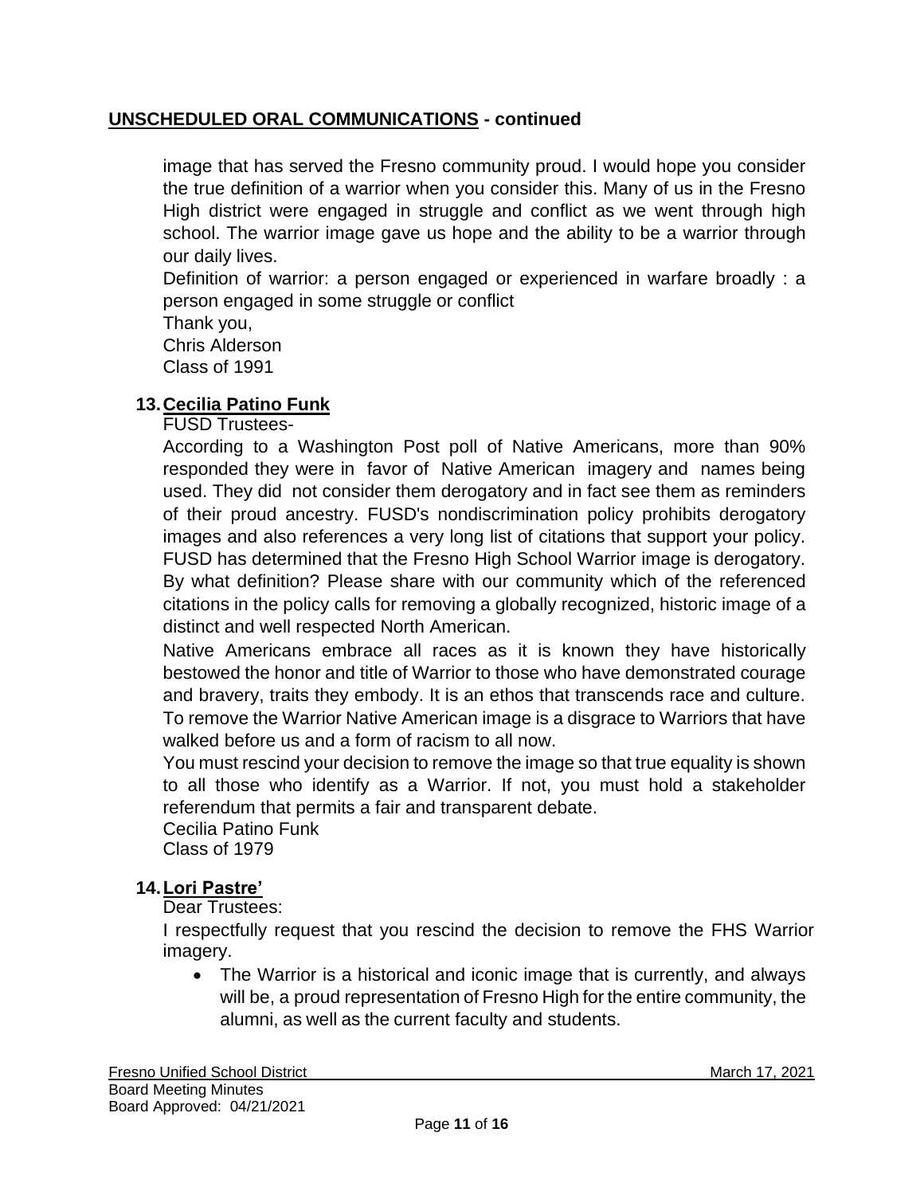## **UNSCHEDULED ORAL COMMUNICATIONS - continued**

image that has served the Fresno community proud. I would hope you consider the true definition of a warrior when you consider this. Many of us in the Fresno High district were engaged in struggle and conflict as we went through high school. The warrior image gave us hope and the ability to be a warrior through our daily lives.

Definition of warrior: a person engaged or experienced in warfare broadly : a person engaged in some struggle or conflict

Thank you,
Chris Alderson
Class of 1991

**13. Cecilia Patino Funk**

FUSD Trustees-

According to a Washington Post poll of Native Americans, more than 90% responded they were in favor of Native American imagery and names being used. They did not consider them derogatory and in fact see them as reminders of their proud ancestry. FUSD's nondiscrimination policy prohibits derogatory images and also references a very long list of citations that support your policy. FUSD has determined that the Fresno High School Warrior image is derogatory. By what definition? Please share with our community which of the referenced citations in the policy calls for removing a globally recognized, historic image of a distinct and well respected North American.

Native Americans embrace all races as it is known they have historically bestowed the honor and title of Warrior to those who have demonstrated courage and bravery, traits they embody. It is an ethos that transcends race and culture. To remove the Warrior Native American image is a disgrace to Warriors that have walked before us and a form of racism to all now.

You must rescind your decision to remove the image so that true equality is shown to all those who identify as a Warrior. If not, you must hold a stakeholder referendum that permits a fair and transparent debate.

Cecilia Patino Funk
Class of 1979

**14. Lori Pastre'**

Dear Trustees:

I respectfully request that you rescind the decision to remove the FHS Warrior imagery.

- The Warrior is a historical and iconic image that is currently, and always will be, a proud representation of Fresno High for the entire community, the alumni, as well as the current faculty and students.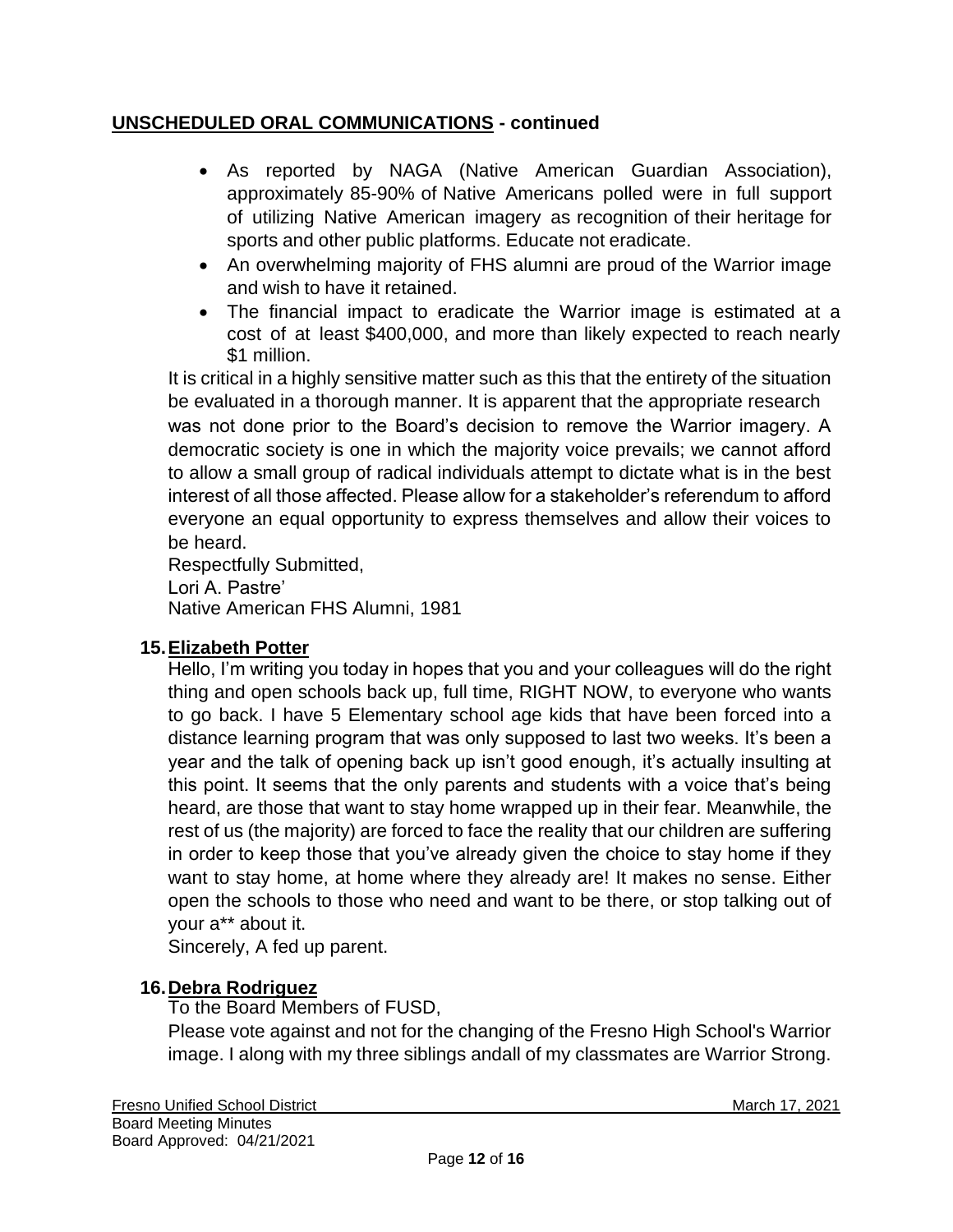## UNSCHEDULED ORAL COMMUNICATIONS - continued

- As reported by NAGA (Native American Guardian Association), approximately 85-90% of Native Americans polled were in full support of utilizing Native American imagery as recognition of their heritage for sports and other public platforms. Educate not eradicate.
- An overwhelming majority of FHS alumni are proud of the Warrior image and wish to have it retained.
- The financial impact to eradicate the Warrior image is estimated at a cost of at least $400,000, and more than likely expected to reach nearly $1 million.

It is critical in a highly sensitive matter such as this that the entirety of the situation be evaluated in a thorough manner. It is apparent that the appropriate research was not done prior to the Board's decision to remove the Warrior imagery. A democratic society is one in which the majority voice prevails; we cannot afford to allow a small group of radical individuals attempt to dictate what is in the best interest of all those affected. Please allow for a stakeholder's referendum to afford everyone an equal opportunity to express themselves and allow their voices to be heard.

Respectfully Submitted,
Lori A. Pastre'
Native American FHS Alumni, 1981

**15. Elizabeth Potter**

Hello, I'm writing you today in hopes that you and your colleagues will do the right thing and open schools back up, full time, RIGHT NOW, to everyone who wants to go back. I have 5 Elementary school age kids that have been forced into a distance learning program that was only supposed to last two weeks. It's been a year and the talk of opening back up isn't good enough, it's actually insulting at this point. It seems that the only parents and students with a voice that's being heard, are those that want to stay home wrapped up in their fear. Meanwhile, the rest of us (the majority) are forced to face the reality that our children are suffering in order to keep those that you've already given the choice to stay home if they want to stay home, at home where they already are! It makes no sense. Either open the schools to those who need and want to be there, or stop talking out of your a** about it.

Sincerely, A fed up parent.

**16. Debra Rodriguez**

To the Board Members of FUSD,

Please vote against and not for the changing of the Fresno High School's Warrior image. I along with my three siblings andall of my classmates are Warrior Strong.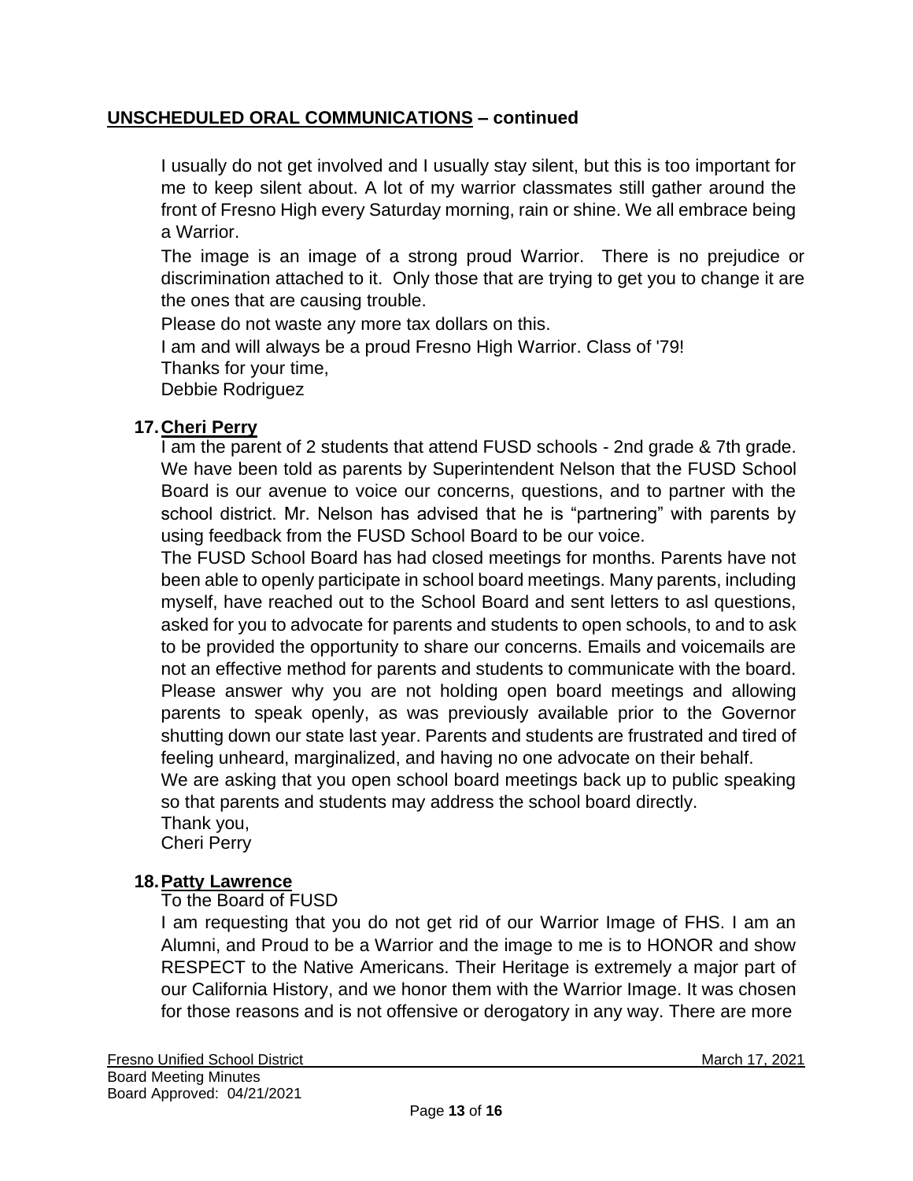## UNSCHEDULED ORAL COMMUNICATIONS – continued

I usually do not get involved and I usually stay silent, but this is too important for me to keep silent about. A lot of my warrior classmates still gather around the front of Fresno High every Saturday morning, rain or shine. We all embrace being a Warrior.

The image is an image of a strong proud Warrior. There is no prejudice or discrimination attached to it. Only those that are trying to get you to change it are the ones that are causing trouble.

Please do not waste any more tax dollars on this.

I am and will always be a proud Fresno High Warrior. Class of '79!

Thanks for your time,

Debbie Rodriguez

17. **Cheri Perry**

I am the parent of 2 students that attend FUSD schools - 2nd grade & 7th grade. We have been told as parents by Superintendent Nelson that the FUSD School Board is our avenue to voice our concerns, questions, and to partner with the school district. Mr. Nelson has advised that he is "partnering" with parents by using feedback from the FUSD School Board to be our voice.

The FUSD School Board has had closed meetings for months. Parents have not been able to openly participate in school board meetings. Many parents, including myself, have reached out to the School Board and sent letters to asl questions, asked for you to advocate for parents and students to open schools, to and to ask to be provided the opportunity to share our concerns. Emails and voicemails are not an effective method for parents and students to communicate with the board. Please answer why you are not holding open board meetings and allowing parents to speak openly, as was previously available prior to the Governor shutting down our state last year. Parents and students are frustrated and tired of feeling unheard, marginalized, and having no one advocate on their behalf.

We are asking that you open school board meetings back up to public speaking so that parents and students may address the school board directly.

Thank you,

Cheri Perry

18. **Patty Lawrence**

To the Board of FUSD

I am requesting that you do not get rid of our Warrior Image of FHS. I am an Alumni, and Proud to be a Warrior and the image to me is to HONOR and show RESPECT to the Native Americans. Their Heritage is extremely a major part of our California History, and we honor them with the Warrior Image. It was chosen for those reasons and is not offensive or derogatory in any way. There are more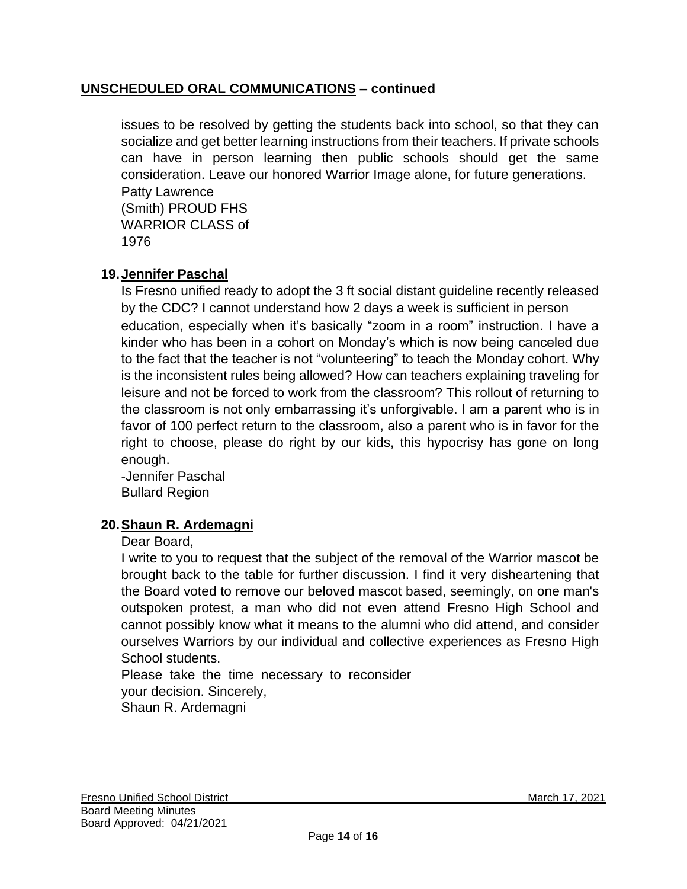## UNSCHEDULED ORAL COMMUNICATIONS – continued

issues to be resolved by getting the students back into school, so that they can socialize and get better learning instructions from their teachers. If private schools can have in person learning then public schools should get the same consideration. Leave our honored Warrior Image alone, for future generations.
Patty Lawrence
(Smith) PROUD FHS
WARRIOR CLASS of
1976

19. **Jennifer Paschal**

Is Fresno unified ready to adopt the 3 ft social distant guideline recently released by the CDC? I cannot understand how 2 days a week is sufficient in person education, especially when it's basically "zoom in a room" instruction. I have a kinder who has been in a cohort on Monday's which is now being canceled due to the fact that the teacher is not "volunteering" to teach the Monday cohort. Why is the inconsistent rules being allowed? How can teachers explaining traveling for leisure and not be forced to work from the classroom? This rollout of returning to the classroom is not only embarrassing it's unforgivable. I am a parent who is in favor of 100 perfect return to the classroom, also a parent who is in favor for the right to choose, please do right by our kids, this hypocrisy has gone on long enough.
-Jennifer Paschal
Bullard Region

20. **Shaun R. Ardemagni**

Dear Board,
I write to you to request that the subject of the removal of the Warrior mascot be brought back to the table for further discussion. I find it very disheartening that the Board voted to remove our beloved mascot based, seemingly, on one man's outspoken protest, a man who did not even attend Fresno High School and cannot possibly know what it means to the alumni who did attend, and consider ourselves Warriors by our individual and collective experiences as Fresno High School students.
Please take the time necessary to reconsider
your decision. Sincerely,
Shaun R. Ardemagni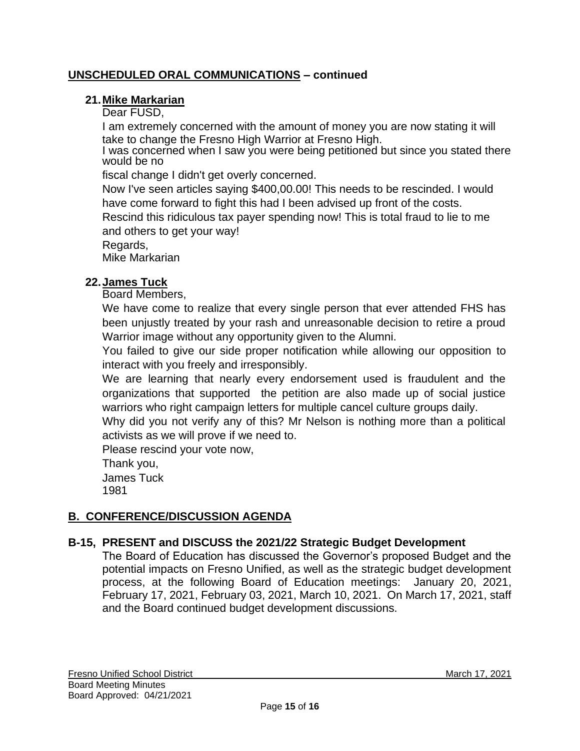## UNSCHEDULED ORAL COMMUNICATIONS – continued

### 21. Mike Markarian

Dear FUSD,

I am extremely concerned with the amount of money you are now stating it will take to change the Fresno High Warrior at Fresno High.

I was concerned when I saw you were being petitioned but since you stated there would be no

fiscal change I didn't get overly concerned.

Now I've seen articles saying $400,00.00! This needs to be rescinded. I would have come forward to fight this had I been advised up front of the costs.

Rescind this ridiculous tax payer spending now! This is total fraud to lie to me and others to get your way!

Regards,

Mike Markarian

### 22. James Tuck

Board Members,

We have come to realize that every single person that ever attended FHS has been unjustly treated by your rash and unreasonable decision to retire a proud Warrior image without any opportunity given to the Alumni.

You failed to give our side proper notification while allowing our opposition to interact with you freely and irresponsibly.

We are learning that nearly every endorsement used is fraudulent and the organizations that supported the petition are also made up of social justice warriors who right campaign letters for multiple cancel culture groups daily.

Why did you not verify any of this? Mr Nelson is nothing more than a political activists as we will prove if we need to.

Please rescind your vote now,

Thank you,

James Tuck

1981

## B. CONFERENCE/DISCUSSION AGENDA

### B-15, PRESENT and DISCUSS the 2021/22 Strategic Budget Development

The Board of Education has discussed the Governor's proposed Budget and the potential impacts on Fresno Unified, as well as the strategic budget development process, at the following Board of Education meetings: January 20, 2021, February 17, 2021, February 03, 2021, March 10, 2021. On March 17, 2021, staff and the Board continued budget development discussions.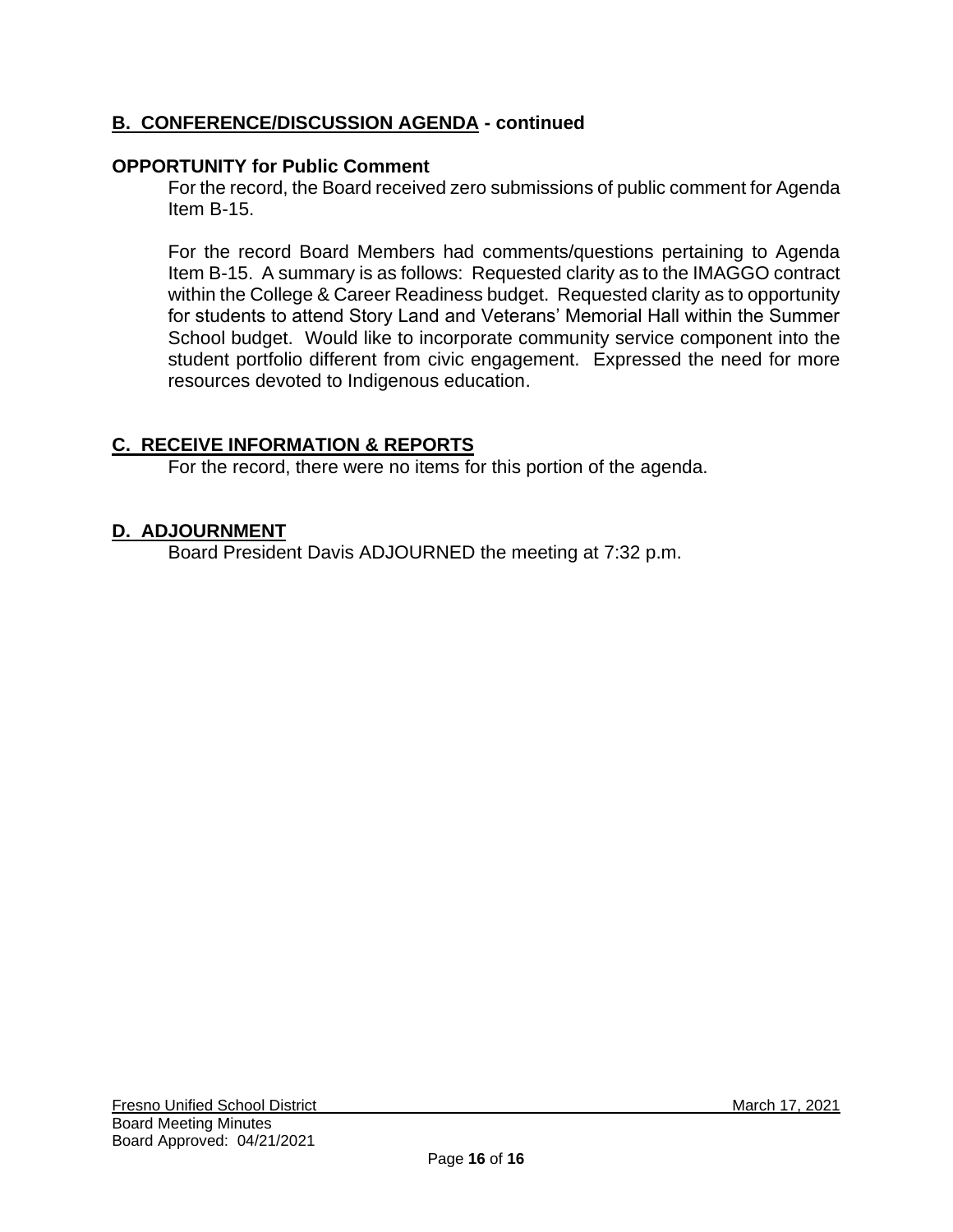## B. CONFERENCE/DISCUSSION AGENDA - continued

**OPPORTUNITY for Public Comment**

For the record, the Board received zero submissions of public comment for Agenda Item B-15.

For the record Board Members had comments/questions pertaining to Agenda Item B-15. A summary is as follows: Requested clarity as to the IMAGGO contract within the College & Career Readiness budget. Requested clarity as to opportunity for students to attend Story Land and Veterans' Memorial Hall within the Summer School budget. Would like to incorporate community service component into the student portfolio different from civic engagement. Expressed the need for more resources devoted to Indigenous education.

## C. RECEIVE INFORMATION & REPORTS

For the record, there were no items for this portion of the agenda.

## D. ADJOURNMENT

Board President Davis ADJOURNED the meeting at 7:32 p.m.